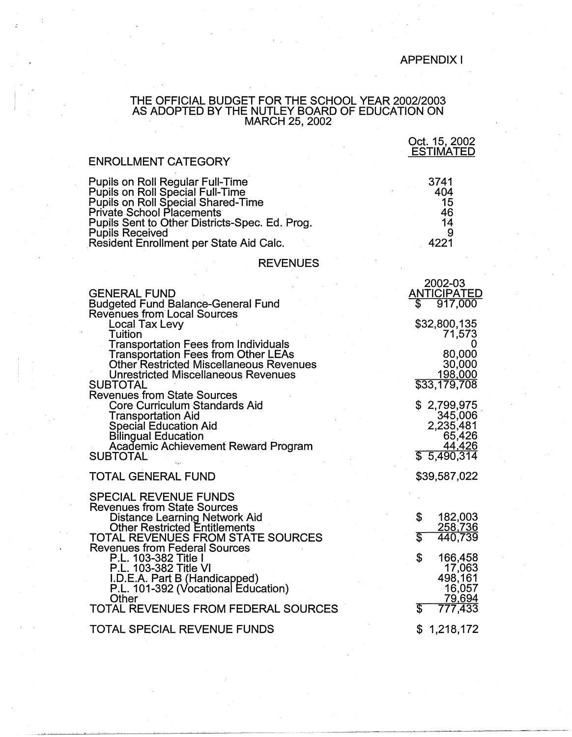APPENDIX I

# THE OFFICIAL BUDGET FOR THE SCHOOL YEAR 2002/2003 AS ADOPTED BY THE NUTLEY BOARD OF EDUCATION ON MARCH 25, 2002

| ENROLLMENT CATEGORY | Oct. 15, 2002 ESTIMATED |
|---|---|
| Pupils on Roll Regular Full-Time | 3741 |
| Pupils on Roll Special Full-Time | 404 |
| Pupils on Roll Special Shared-Time | 15 |
| Private School Placements | 46 |
| Pupils Sent to Other Districts-Spec. Ed. Prog. | 14 |
| Pupils Received | 9 |
| Resident Enrollment per State Aid Calc. | 4221 |

## REVENUES

| | 2002-03 ANTICIPATED |
|---|---|
| GENERAL FUND | |
| Budgeted Fund Balance-General Fund | $ 917,000 |
| Revenues from Local Sources | |
| Local Tax Levy | $32,800,135 |
| Tuition | 71,573 |
| Transportation Fees from Individuals | 0 |
| Transportation Fees from Other LEAs | 80,000 |
| Other Restricted Miscellaneous Revenues | 30,000 |
| Unrestricted Miscellaneous Revenues | 198,000 |
| SUBTOTAL | $33,179,708 |
| Revenues from State Sources | |
| Core Curriculum Standards Aid | $ 2,799,975 |
| Transportation Aid | 345,006 |
| Special Education Aid | 2,235,481 |
| Bilingual Education | 65,426 |
| Academic Achievement Reward Program | 44,426 |
| SUBTOTAL | $ 5,490,314 |
| TOTAL GENERAL FUND | $39,587,022 |
| SPECIAL REVENUE FUNDS | |
| Revenues from State Sources | |
| Distance Learning Network Aid | $ 182,003 |
| Other Restricted Entitlements | 258,736 |
| TOTAL REVENUES FROM STATE SOURCES | $ 440,739 |
| Revenues from Federal Sources | |
| P.L. 103-382 Title I | $ 166,458 |
| P.L. 103-382 Title VI | 17,063 |
| I.D.E.A. Part B (Handicapped) | 498,161 |
| P.L. 101-392 (Vocational Education) | 16,057 |
| Other | 79,694 |
| TOTAL REVENUES FROM FEDERAL SOURCES | $ 777,433 |
| TOTAL SPECIAL REVENUE FUNDS | $ 1,218,172 |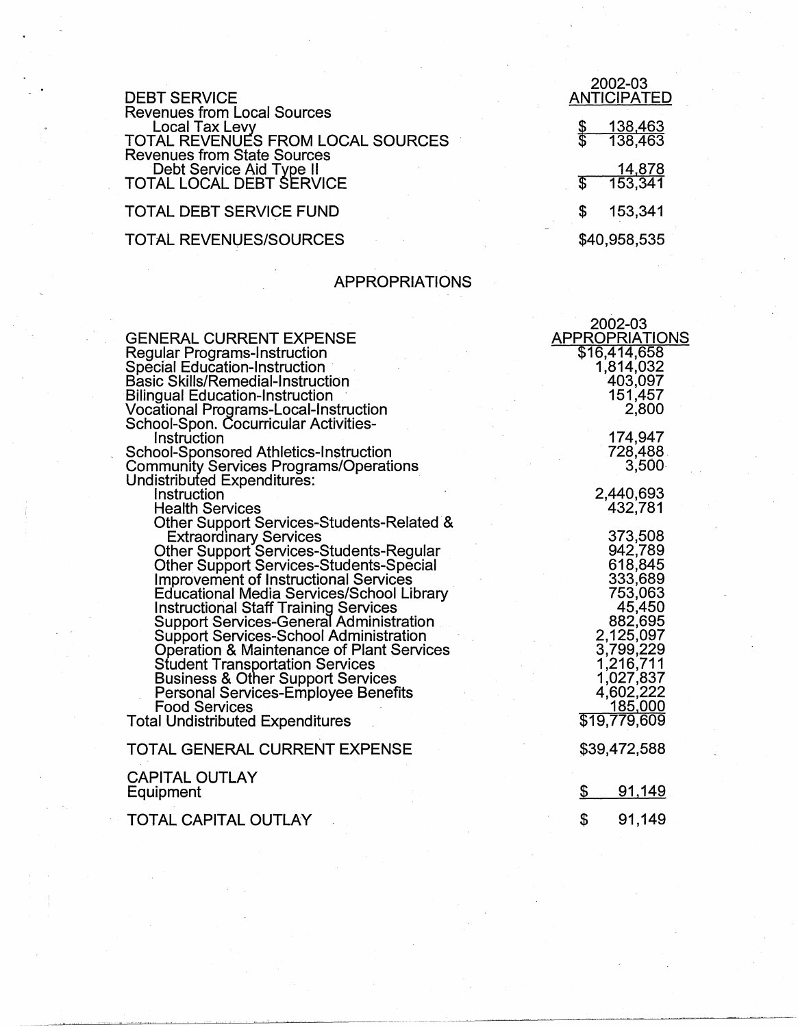| DEBT SERVICE | 2002-03 ANTICIPATED |
|---|---|
| Revenues from Local Sources | |
| Local Tax Levy | $ 138,463 |
| TOTAL REVENUES FROM LOCAL SOURCES | $ 138,463 |
| Revenues from State Sources | |
| Debt Service Aid Type II | 14,878 |
| TOTAL LOCAL DEBT SERVICE | $ 153,341 |
| TOTAL DEBT SERVICE FUND | $ 153,341 |
| TOTAL REVENUES/SOURCES | $40,958,535 |

## APPROPRIATIONS

| GENERAL CURRENT EXPENSE | 2002-03 APPROPRIATIONS |
|---|---|
| Regular Programs-Instruction | $16,414,658 |
| Special Education-Instruction | 1,814,032 |
| Basic Skills/Remedial-Instruction | 403,097 |
| Bilingual Education-Instruction | 151,457 |
| Vocational Programs-Local-Instruction | 2,800 |
| School-Spon. Cocurricular Activities-Instruction | 174,947 |
| School-Sponsored Athletics-Instruction | 728,488 |
| Community Services Programs/Operations | 3,500 |
| Undistributed Expenditures: | |
| Instruction | 2,440,693 |
| Health Services | 432,781 |
| Other Support Services-Students-Related & Extraordinary Services | 373,508 |
| Other Support Services-Students-Regular | 942,789 |
| Other Support Services-Students-Special | 618,845 |
| Improvement of Instructional Services | 333,689 |
| Educational Media Services/School Library | 753,063 |
| Instructional Staff Training Services | 45,450 |
| Support Services-General Administration | 882,695 |
| Support Services-School Administration | 2,125,097 |
| Operation & Maintenance of Plant Services | 3,799,229 |
| Student Transportation Services | 1,216,711 |
| Business & Other Support Services | 1,027,837 |
| Personal Services-Employee Benefits | 4,602,222 |
| Food Services | 185,000 |
| Total Undistributed Expenditures | $19,779,609 |
| TOTAL GENERAL CURRENT EXPENSE | $39,472,588 |
| CAPITAL OUTLAY | |
| Equipment | $ 91,149 |
| TOTAL CAPITAL OUTLAY | $ 91,149 |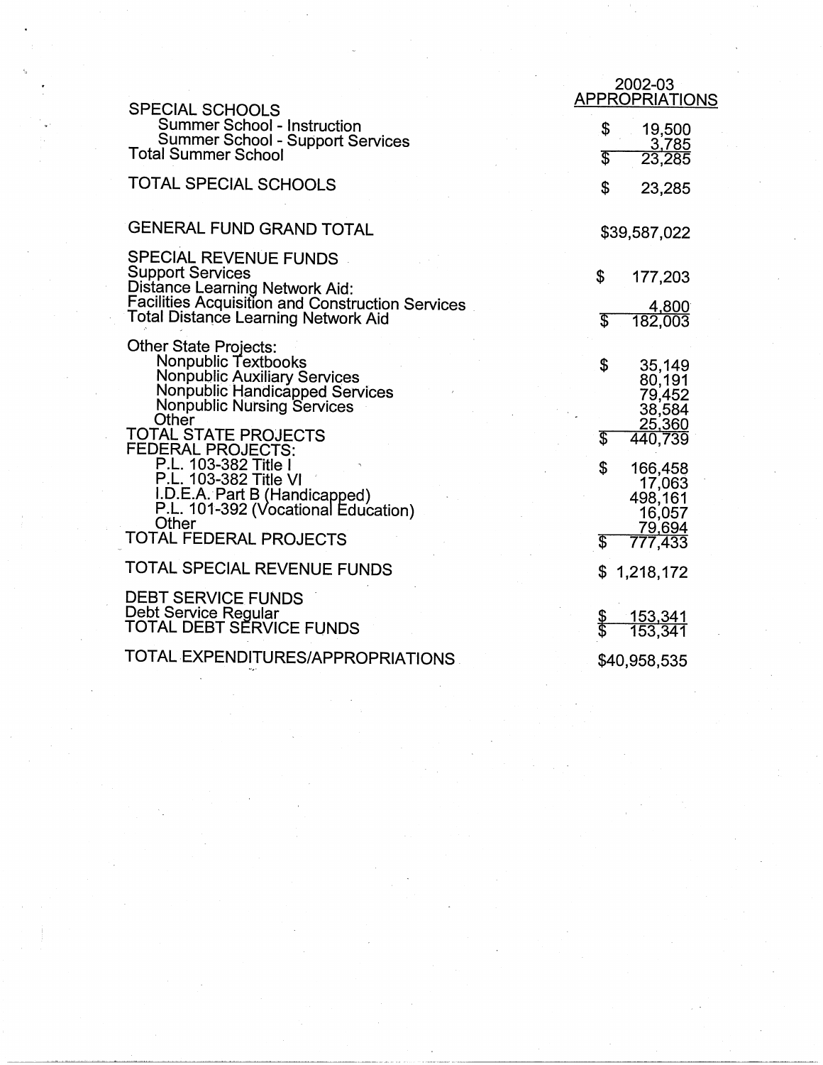| | 2002-03 APPROPRIATIONS |
|---|---|
| SPECIAL SCHOOLS | |
| Summer School - Instruction | $ 19,500 |
| Summer School - Support Services | 3,785 |
| Total Summer School | $ 23,285 |
| TOTAL SPECIAL SCHOOLS | $ 23,285 |
| GENERAL FUND GRAND TOTAL | $39,587,022 |
| SPECIAL REVENUE FUNDS | |
| Support Services | $ 177,203 |
| Distance Learning Network Aid: | |
| Facilities Acquisition and Construction Services | 4,800 |
| Total Distance Learning Network Aid | $ 182,003 |
| Other State Projects: | |
| Nonpublic Textbooks | $ 35,149 |
| Nonpublic Auxiliary Services | 80,191 |
| Nonpublic Handicapped Services | 79,452 |
| Nonpublic Nursing Services | 38,584 |
| Other | 25,360 |
| TOTAL STATE PROJECTS | $ 440,739 |
| FEDERAL PROJECTS: | |
| P.L. 103-382 Title I | $ 166,458 |
| P.L. 103-382 Title VI | 17,063 |
| I.D.E.A. Part B (Handicapped) | 498,161 |
| P.L. 101-392 (Vocational Education) | 16,057 |
| Other | 79,694 |
| TOTAL FEDERAL PROJECTS | $ 777,433 |
| TOTAL SPECIAL REVENUE FUNDS | $ 1,218,172 |
| DEBT SERVICE FUNDS | |
| Debt Service Regular | $ 153,341 |
| TOTAL DEBT SERVICE FUNDS | $ 153,341 |
| TOTAL EXPENDITURES/APPROPRIATIONS | $40,958,535 |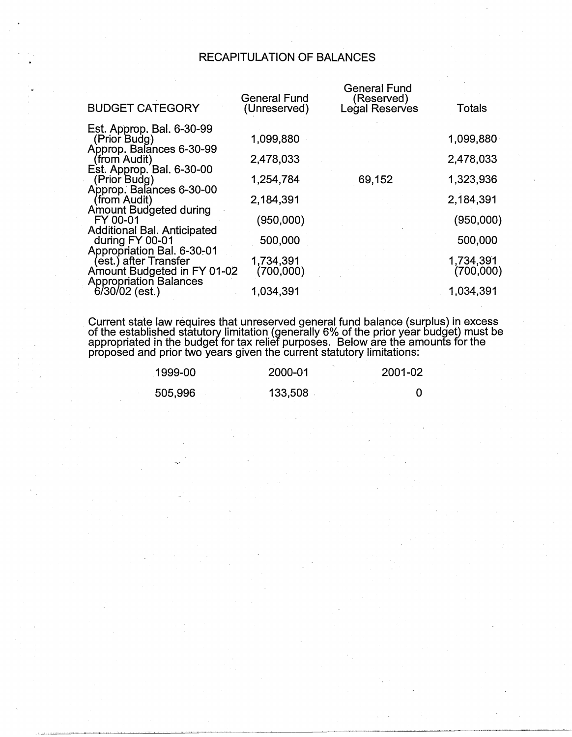# RECAPITULATION OF BALANCES

| BUDGET CATEGORY | General Fund (Unreserved) | General Fund (Reserved) Legal Reserves | Totals |
|---|---|---|---|
| Est. Approp. Bal. 6-30-99 (Prior Budg) | 1,099,880 | | 1,099,880 |
| Approp. Balances 6-30-99 (from Audit) | 2,478,033 | | 2,478,033 |
| Est. Approp. Bal. 6-30-00 (Prior Budg) | 1,254,784 | 69,152 | 1,323,936 |
| Approp. Balances 6-30-00 (from Audit) | 2,184,391 | | 2,184,391 |
| Amount Budgeted during FY 00-01 | (950,000) | | (950,000) |
| Additional Bal. Anticipated during FY 00-01 | 500,000 | | 500,000 |
| Appropriation Bal. 6-30-01 (est.) after Transfer | 1,734,391 | | 1,734,391 |
| Amount Budgeted in FY 01-02 | (700,000) | | (700,000) |
| Appropriation Balances 6/30/02 (est.) | 1,034,391 | | 1,034,391 |

Current state law requires that unreserved general fund balance (surplus) in excess of the established statutory limitation (generally 6% of the prior year budget) must be appropriated in the budget for tax relief purposes. Below are the amounts for the proposed and prior two years given the current statutory limitations:

| 1999-00 | 2000-01 | 2001-02 |
|---|---|---|
| 505,996 | 133,508 | 0 |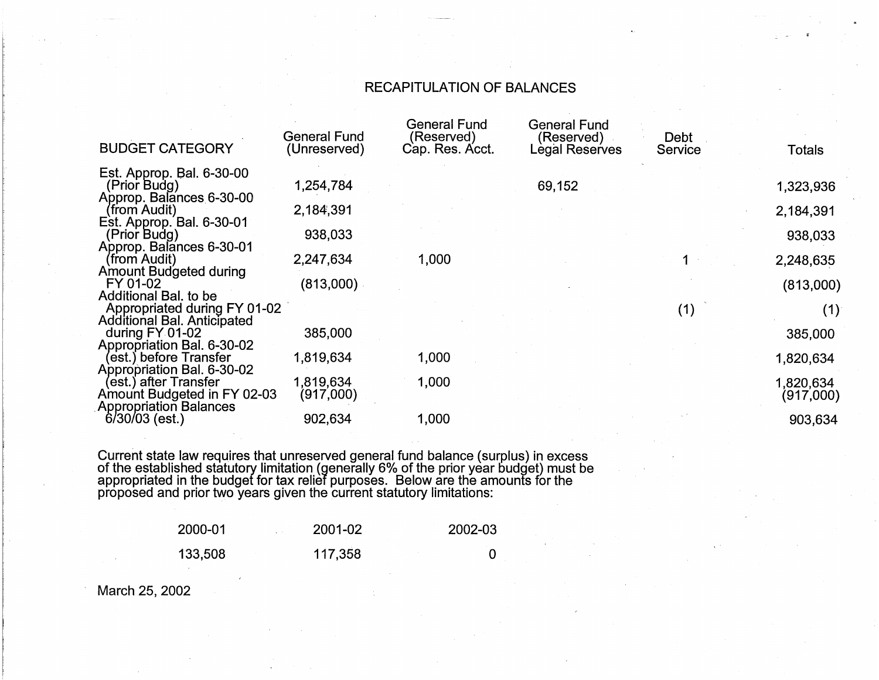# RECAPITULATION OF BALANCES

| BUDGET CATEGORY | General Fund (Unreserved) | General Fund (Reserved) Cap. Res. Acct. | General Fund (Reserved) Legal Reserves | Debt Service | Totals |
|---|---|---|---|---|---|
| Est. Approp. Bal. 6-30-00 (Prior Budg) | 1,254,784 | | 69,152 | | 1,323,936 |
| Approp. Balances 6-30-00 (from Audit) | 2,184,391 | | | | 2,184,391 |
| Est. Approp. Bal. 6-30-01 (Prior Budg) | 938,033 | | | | 938,033 |
| Approp. Balances 6-30-01 (from Audit) | 2,247,634 | 1,000 | | 1 | 2,248,635 |
| Amount Budgeted during FY 01-02 | (813,000) | | | | (813,000) |
| Additional Bal. to be Appropriated during FY 01-02 | | | | (1) | (1) |
| Additional Bal. Anticipated during FY 01-02 | 385,000 | | | | 385,000 |
| Appropriation Bal. 6-30-02 (est.) before Transfer | 1,819,634 | 1,000 | | | 1,820,634 |
| Appropriation Bal. 6-30-02 (est.) after Transfer | 1,819,634 | 1,000 | | | 1,820,634 |
| Amount Budgeted in FY 02-03 | (917,000) | | | | (917,000) |
| Appropriation Balances 6/30/03 (est.) | 902,634 | 1,000 | | | 903,634 |

Current state law requires that unreserved general fund balance (surplus) in excess of the established statutory limitation (generally 6% of the prior year budget) must be appropriated in the budget for tax relief purposes. Below are the amounts for the proposed and prior two years given the current statutory limitations:

| 2000-01 | 2001-02 | 2002-03 |
|---|---|---|
| 133,508 | 117,358 | 0 |

March 25, 2002